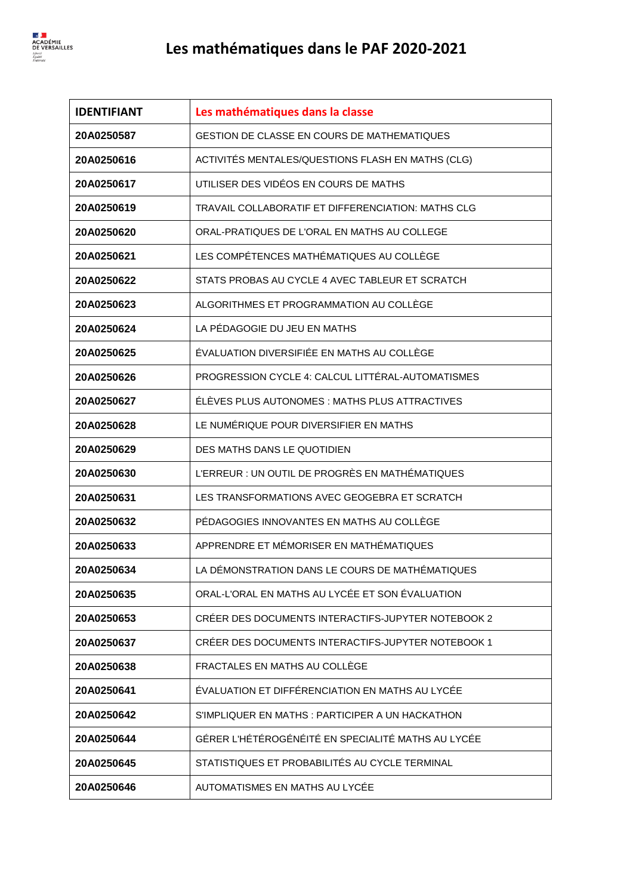# Les mathématiques dans le PAF 2020-2021

| IDENTIFIANT | Les mathématiques dans la classe |
|---|---|
| 20A0250587 | GESTION DE CLASSE EN COURS DE MATHEMATIQUES |
| 20A0250616 | ACTIVITÉS MENTALES/QUESTIONS FLASH EN MATHS (CLG) |
| 20A0250617 | UTILISER DES VIDÉOS EN COURS DE MATHS |
| 20A0250619 | TRAVAIL COLLABORATIF ET DIFFERENCIATION: MATHS CLG |
| 20A0250620 | ORAL-PRATIQUES DE L'ORAL EN MATHS AU COLLEGE |
| 20A0250621 | LES COMPÉTENCES MATHÉMATIQUES AU COLLÈGE |
| 20A0250622 | STATS PROBAS AU CYCLE 4 AVEC TABLEUR ET SCRATCH |
| 20A0250623 | ALGORITHMES ET PROGRAMMATION AU COLLÈGE |
| 20A0250624 | LA PÉDAGOGIE DU JEU EN MATHS |
| 20A0250625 | ÉVALUATION DIVERSIFIÉE EN MATHS AU COLLÈGE |
| 20A0250626 | PROGRESSION CYCLE 4: CALCUL LITTÉRAL-AUTOMATISMES |
| 20A0250627 | ÉLÈVES PLUS AUTONOMES : MATHS PLUS ATTRACTIVES |
| 20A0250628 | LE NUMÉRIQUE POUR DIVERSIFIER EN MATHS |
| 20A0250629 | DES MATHS DANS LE QUOTIDIEN |
| 20A0250630 | L'ERREUR : UN OUTIL DE PROGRÈS EN MATHÉMATIQUES |
| 20A0250631 | LES TRANSFORMATIONS AVEC GEOGEBRA ET SCRATCH |
| 20A0250632 | PÉDAGOGIES INNOVANTES EN MATHS AU COLLÈGE |
| 20A0250633 | APPRENDRE ET MÉMORISER EN MATHÉMATIQUES |
| 20A0250634 | LA DÉMONSTRATION DANS LE COURS DE MATHÉMATIQUES |
| 20A0250635 | ORAL-L'ORAL EN MATHS AU LYCÉE ET SON ÉVALUATION |
| 20A0250653 | CRÉER DES DOCUMENTS INTERACTIFS-JUPYTER NOTEBOOK 2 |
| 20A0250637 | CRÉER DES DOCUMENTS INTERACTIFS-JUPYTER NOTEBOOK 1 |
| 20A0250638 | FRACTALES EN MATHS AU COLLÈGE |
| 20A0250641 | ÉVALUATION ET DIFFÉRENCIATION EN MATHS AU LYCÉE |
| 20A0250642 | S'IMPLIQUER EN MATHS : PARTICIPER A UN HACKATHON |
| 20A0250644 | GÉRER L'HÉTÉROGÉNÉITÉ EN SPECIALITÉ MATHS AU LYCÉE |
| 20A0250645 | STATISTIQUES ET PROBABILITÉS AU CYCLE TERMINAL |
| 20A0250646 | AUTOMATISMES EN MATHS AU LYCÉE |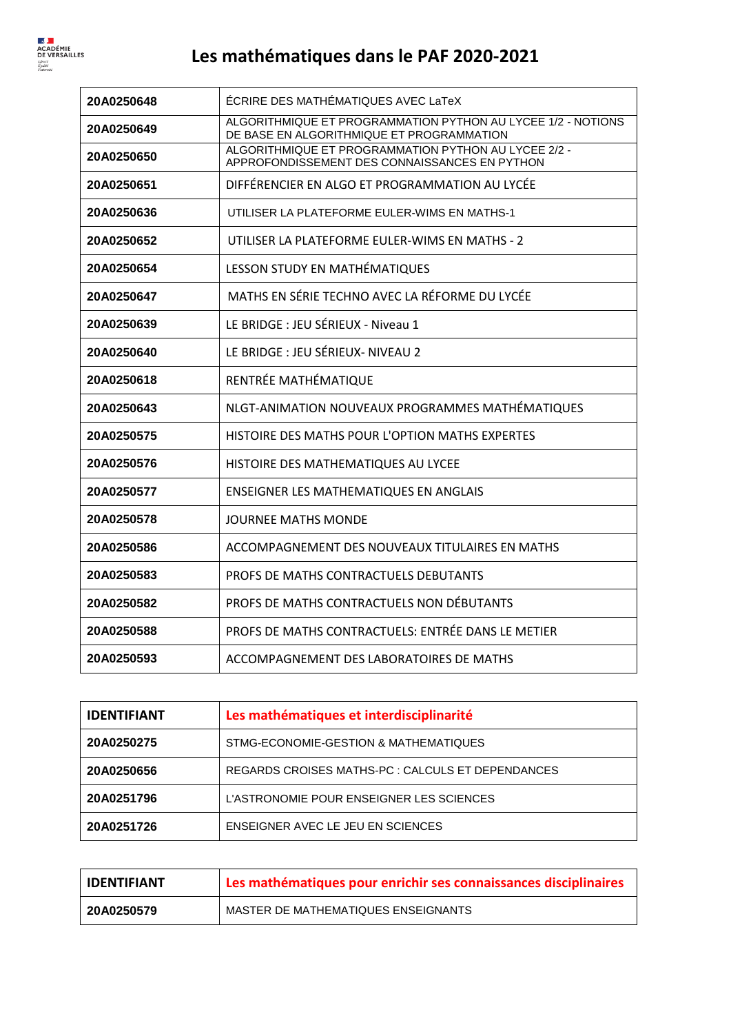# Les mathématiques dans le PAF 2020-2021

| | |
|---|---|
| **20A0250648** | ÉCRIRE DES MATHÉMATIQUES AVEC LaTeX |
| **20A0250649** | ALGORITHMIQUE ET PROGRAMMATION PYTHON AU LYCEE 1/2 - NOTIONS DE BASE EN ALGORITHMIQUE ET PROGRAMMATION |
| **20A0250650** | ALGORITHMIQUE ET PROGRAMMATION PYTHON AU LYCEE 2/2 - APPROFONDISSEMENT DES CONNAISSANCES EN PYTHON |
| **20A0250651** | DIFFÉRENCIER EN ALGO ET PROGRAMMATION AU LYCÉE |
| **20A0250636** | UTILISER LA PLATEFORME EULER-WIMS EN MATHS-1 |
| **20A0250652** | UTILISER LA PLATEFORME EULER-WIMS EN MATHS - 2 |
| **20A0250654** | LESSON STUDY EN MATHÉMATIQUES |
| **20A0250647** | MATHS EN SÉRIE TECHNO AVEC LA RÉFORME DU LYCÉE |
| **20A0250639** | LE BRIDGE : JEU SÉRIEUX - Niveau 1 |
| **20A0250640** | LE BRIDGE : JEU SÉRIEUX- NIVEAU 2 |
| **20A0250618** | RENTRÉE MATHÉMATIQUE |
| **20A0250643** | NLGT-ANIMATION NOUVEAUX PROGRAMMES MATHÉMATIQUES |
| **20A0250575** | HISTOIRE DES MATHS POUR L'OPTION MATHS EXPERTES |
| **20A0250576** | HISTOIRE DES MATHEMATIQUES AU LYCEE |
| **20A0250577** | ENSEIGNER LES MATHEMATIQUES EN ANGLAIS |
| **20A0250578** | JOURNEE MATHS MONDE |
| **20A0250586** | ACCOMPAGNEMENT DES NOUVEAUX TITULAIRES EN MATHS |
| **20A0250583** | PROFS DE MATHS CONTRACTUELS DEBUTANTS |
| **20A0250582** | PROFS DE MATHS CONTRACTUELS NON DÉBUTANTS |
| **20A0250588** | PROFS DE MATHS CONTRACTUELS: ENTRÉE DANS LE METIER |
| **20A0250593** | ACCOMPAGNEMENT DES LABORATOIRES DE MATHS |

| IDENTIFIANT | Les mathématiques et interdisciplinarité |
|---|---|
| **20A0250275** | STMG-ECONOMIE-GESTION & MATHEMATIQUES |
| **20A0250656** | REGARDS CROISES MATHS-PC : CALCULS ET DEPENDANCES |
| **20A0251796** | L'ASTRONOMIE POUR ENSEIGNER LES SCIENCES |
| **20A0251726** | ENSEIGNER AVEC LE JEU EN SCIENCES |

| IDENTIFIANT | Les mathématiques pour enrichir ses connaissances disciplinaires |
|---|---|
| **20A0250579** | MASTER DE MATHEMATIQUES ENSEIGNANTS |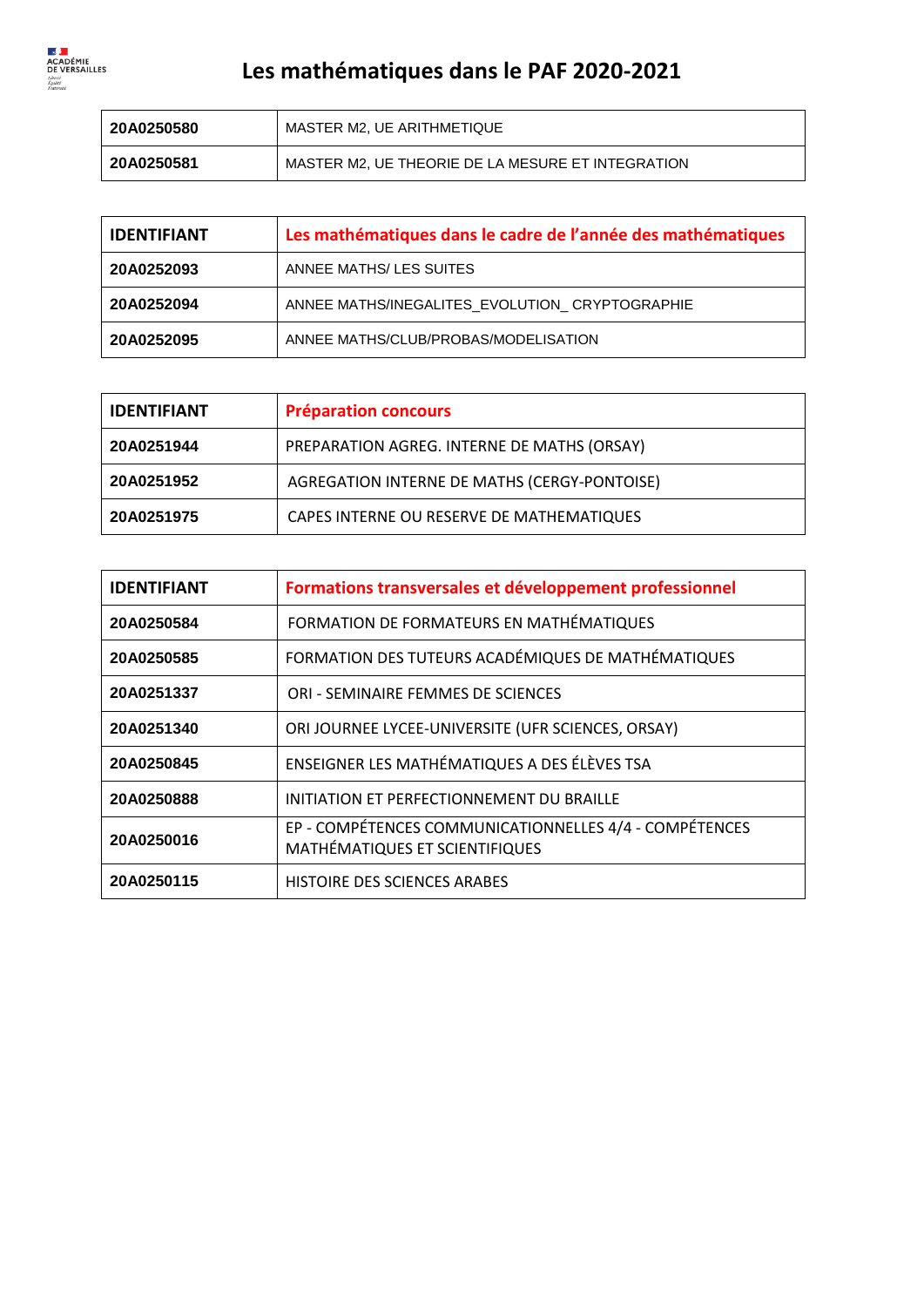# Les mathématiques dans le PAF 2020-2021

| | |
|---|---|
| **20A0250580** | MASTER M2, UE ARITHMETIQUE |
| **20A0250581** | MASTER M2, UE THEORIE DE LA MESURE ET INTEGRATION |

| IDENTIFIANT | Les mathématiques dans le cadre de l'année des mathématiques |
|---|---|
| **20A0252093** | ANNEE MATHS/ LES SUITES |
| **20A0252094** | ANNEE MATHS/INEGALITES_EVOLUTION_ CRYPTOGRAPHIE |
| **20A0252095** | ANNEE MATHS/CLUB/PROBAS/MODELISATION |

| IDENTIFIANT | Préparation concours |
|---|---|
| **20A0251944** | PREPARATION AGREG. INTERNE DE MATHS (ORSAY) |
| **20A0251952** | AGREGATION INTERNE DE MATHS (CERGY-PONTOISE) |
| **20A0251975** | CAPES INTERNE OU RESERVE DE MATHEMATIQUES |

| IDENTIFIANT | Formations transversales et développement professionnel |
|---|---|
| **20A0250584** | FORMATION DE FORMATEURS EN MATHÉMATIQUES |
| **20A0250585** | FORMATION DES TUTEURS ACADÉMIQUES DE MATHÉMATIQUES |
| **20A0251337** | ORI - SEMINAIRE FEMMES DE SCIENCES |
| **20A0251340** | ORI JOURNEE LYCEE-UNIVERSITE (UFR SCIENCES, ORSAY) |
| **20A0250845** | ENSEIGNER LES MATHÉMATIQUES A DES ÉLÈVES TSA |
| **20A0250888** | INITIATION ET PERFECTIONNEMENT DU BRAILLE |
| **20A0250016** | EP - COMPÉTENCES COMMUNICATIONNELLES 4/4 - COMPÉTENCES MATHÉMATIQUES ET SCIENTIFIQUES |
| **20A0250115** | HISTOIRE DES SCIENCES ARABES |